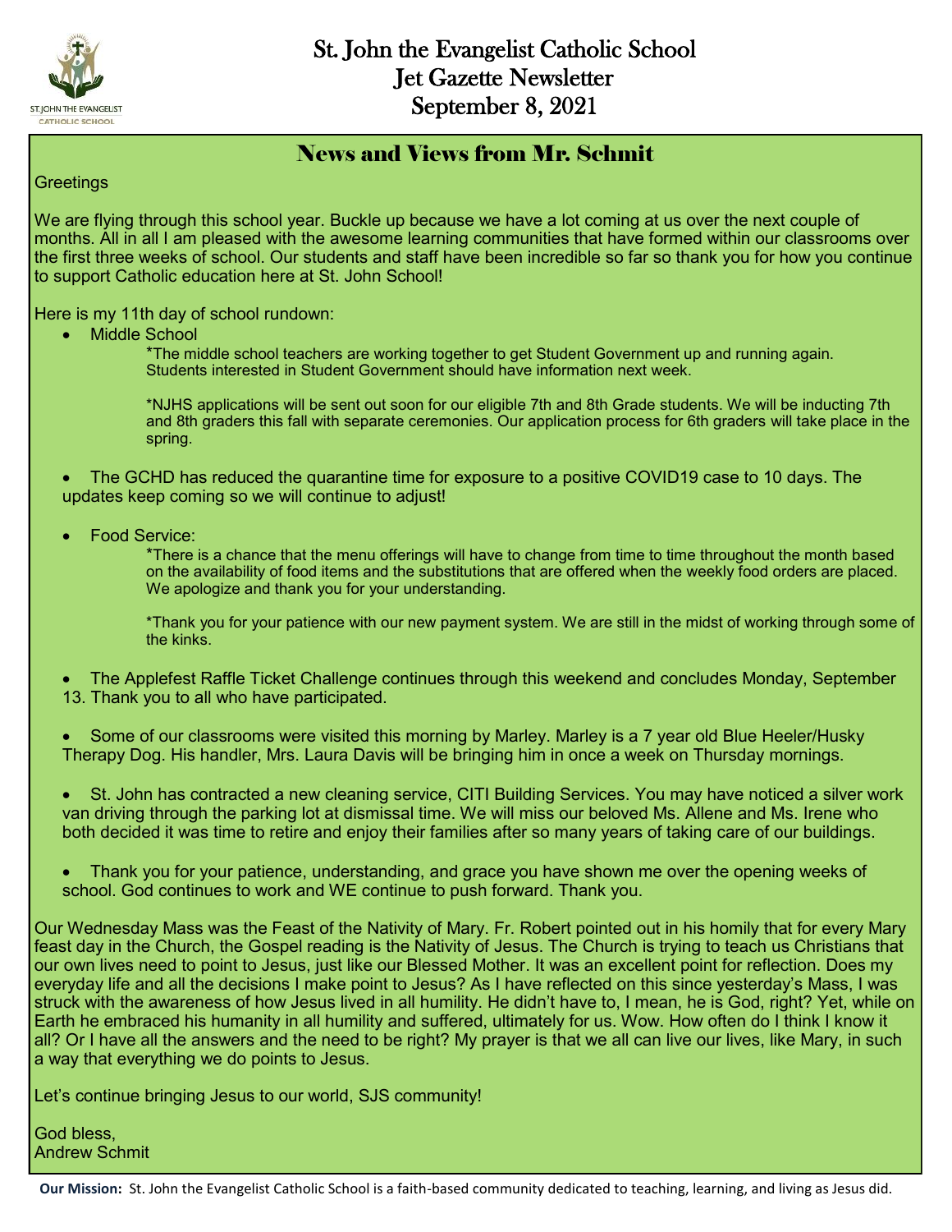# St. John the Evangelist Catholic School
# Jet Gazette Newsletter
# September 8, 2021

## News and Views from Mr. Schmit

Greetings

We are flying through this school year. Buckle up because we have a lot coming at us over the next couple of months. All in all I am pleased with the awesome learning communities that have formed within our classrooms over the first three weeks of school. Our students and staff have been incredible so far so thank you for how you continue to support Catholic education here at St. John School!

Here is my 11th day of school rundown:

- Middle School

  *The middle school teachers are working together to get Student Government up and running again. Students interested in Student Government should have information next week.

  *NJHS applications will be sent out soon for our eligible 7th and 8th Grade students. We will be inducting 7th and 8th graders this fall with separate ceremonies. Our application process for 6th graders will take place in the spring.

- The GCHD has reduced the quarantine time for exposure to a positive COVID19 case to 10 days. The updates keep coming so we will continue to adjust!

- Food Service:

  *There is a chance that the menu offerings will have to change from time to time throughout the month based on the availability of food items and the substitutions that are offered when the weekly food orders are placed. We apologize and thank you for your understanding.

  *Thank you for your patience with our new payment system. We are still in the midst of working through some of the kinks.

- The Applefest Raffle Ticket Challenge continues through this weekend and concludes Monday, September 13. Thank you to all who have participated.

- Some of our classrooms were visited this morning by Marley. Marley is a 7 year old Blue Heeler/Husky Therapy Dog. His handler, Mrs. Laura Davis will be bringing him in once a week on Thursday mornings.

- St. John has contracted a new cleaning service, CITI Building Services. You may have noticed a silver work van driving through the parking lot at dismissal time. We will miss our beloved Ms. Allene and Ms. Irene who both decided it was time to retire and enjoy their families after so many years of taking care of our buildings.

- Thank you for your patience, understanding, and grace you have shown me over the opening weeks of school. God continues to work and WE continue to push forward. Thank you.

Our Wednesday Mass was the Feast of the Nativity of Mary. Fr. Robert pointed out in his homily that for every Mary feast day in the Church, the Gospel reading is the Nativity of Jesus. The Church is trying to teach us Christians that our own lives need to point to Jesus, just like our Blessed Mother. It was an excellent point for reflection. Does my everyday life and all the decisions I make point to Jesus? As I have reflected on this since yesterday's Mass, I was struck with the awareness of how Jesus lived in all humility. He didn't have to, I mean, he is God, right? Yet, while on Earth he embraced his humanity in all humility and suffered, ultimately for us. Wow. How often do I think I know it all? Or I have all the answers and the need to be right? My prayer is that we all can live our lives, like Mary, in such a way that everything we do points to Jesus.

Let's continue bringing Jesus to our world, SJS community!

God bless,
Andrew Schmit

**Our Mission:** St. John the Evangelist Catholic School is a faith-based community dedicated to teaching, learning, and living as Jesus did.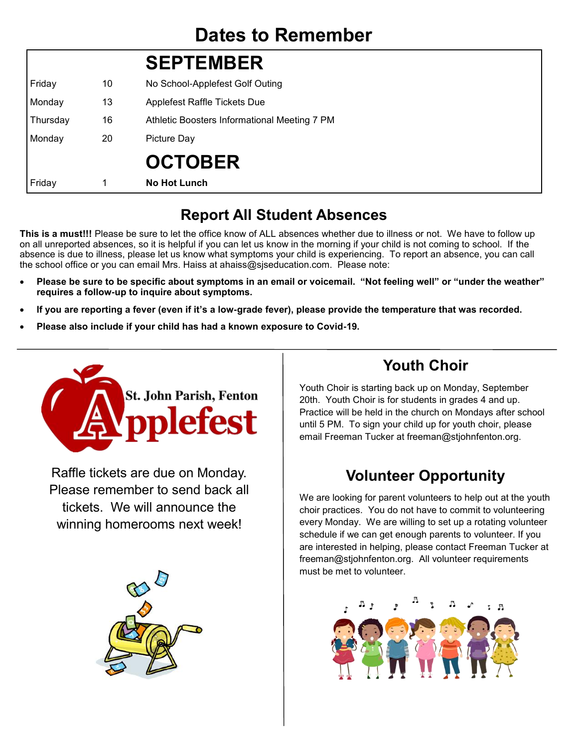# Dates to Remember

| | | SEPTEMBER |
|---|---|---|
| Friday | 10 | No School-Applefest Golf Outing |
| Monday | 13 | Applefest Raffle Tickets Due |
| Thursday | 16 | Athletic Boosters Informational Meeting 7 PM |
| Monday | 20 | Picture Day |
| | | **OCTOBER** |
| Friday | 1 | **No Hot Lunch** |

## Report All Student Absences

**This is a must!!!** Please be sure to let the office know of ALL absences whether due to illness or not. We have to follow up on all unreported absences, so it is helpful if you can let us know in the morning if your child is not coming to school. If the absence is due to illness, please let us know what symptoms your child is experiencing. To report an absence, you can call the school office or you can email Mrs. Haiss at ahaiss@sjseducation.com. Please note:

- **Please be sure to be specific about symptoms in an email or voicemail. "Not feeling well" or "under the weather" requires a follow-up to inquire about symptoms.**
- **If you are reporting a fever (even if it's a low-grade fever), please provide the temperature that was recorded.**
- **Please also include if your child has had a known exposure to Covid-19.**

## St. John Parish, Fenton Applefest

Raffle tickets are due on Monday. Please remember to send back all tickets. We will announce the winning homerooms next week!

## Youth Choir

Youth Choir is starting back up on Monday, September 20th. Youth Choir is for students in grades 4 and up. Practice will be held in the church on Mondays after school until 5 PM. To sign your child up for youth choir, please email Freeman Tucker at freeman@stjohnfenton.org.

## Volunteer Opportunity

We are looking for parent volunteers to help out at the youth choir practices. You do not have to commit to volunteering every Monday. We are willing to set up a rotating volunteer schedule if we can get enough parents to volunteer. If you are interested in helping, please contact Freeman Tucker at freeman@stjohnfenton.org. All volunteer requirements must be met to volunteer.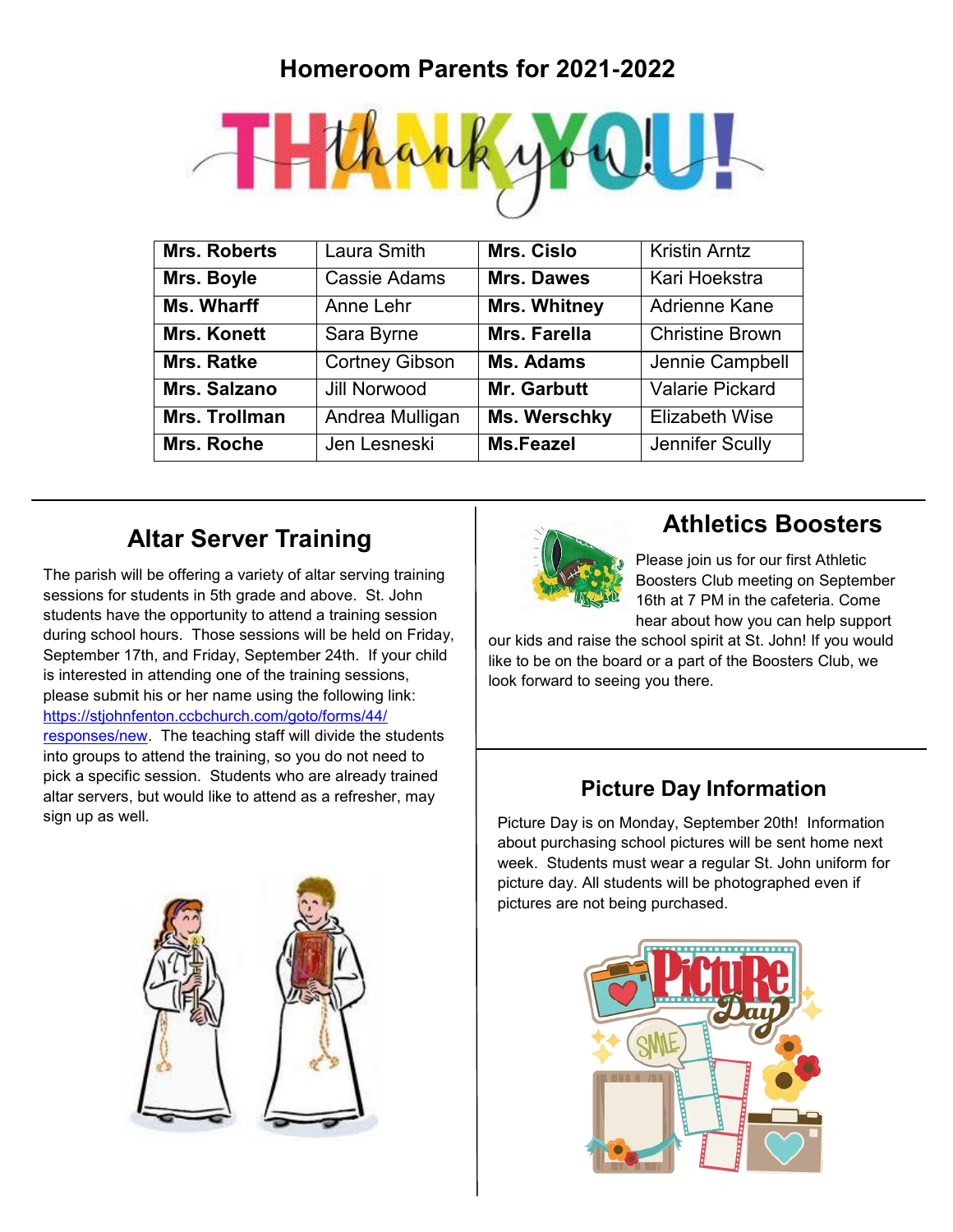# Homeroom Parents for 2021-2022

THANK YOU!

| **Mrs. Roberts** | Laura Smith | **Mrs. Cislo** | Kristin Arntz |
|---|---|---|---|
| **Mrs. Boyle** | Cassie Adams | **Mrs. Dawes** | Kari Hoekstra |
| **Ms. Wharff** | Anne Lehr | **Mrs. Whitney** | Adrienne Kane |
| **Mrs. Konett** | Sara Byrne | **Mrs. Farella** | Christine Brown |
| **Mrs. Ratke** | Cortney Gibson | **Ms. Adams** | Jennie Campbell |
| **Mrs. Salzano** | Jill Norwood | **Mr. Garbutt** | Valarie Pickard |
| **Mrs. Trollman** | Andrea Mulligan | **Ms. Werschky** | Elizabeth Wise |
| **Mrs. Roche** | Jen Lesneski | **Ms.Feazel** | Jennifer Scully |

## Altar Server Training

The parish will be offering a variety of altar serving training sessions for students in 5th grade and above. St. John students have the opportunity to attend a training session during school hours. Those sessions will be held on Friday, September 17th, and Friday, September 24th. If your child is interested in attending one of the training sessions, please submit his or her name using the following link: https://stjohnfenton.ccbchurch.com/goto/forms/44/responses/new. The teaching staff will divide the students into groups to attend the training, so you do not need to pick a specific session. Students who are already trained altar servers, but would like to attend as a refresher, may sign up as well.

## Athletics Boosters

Please join us for our first Athletic Boosters Club meeting on September 16th at 7 PM in the cafeteria. Come hear about how you can help support our kids and raise the school spirit at St. John! If you would like to be on the board or a part of the Boosters Club, we look forward to seeing you there.

## Picture Day Information

Picture Day is on Monday, September 20th! Information about purchasing school pictures will be sent home next week. Students must wear a regular St. John uniform for picture day. All students will be photographed even if pictures are not being purchased.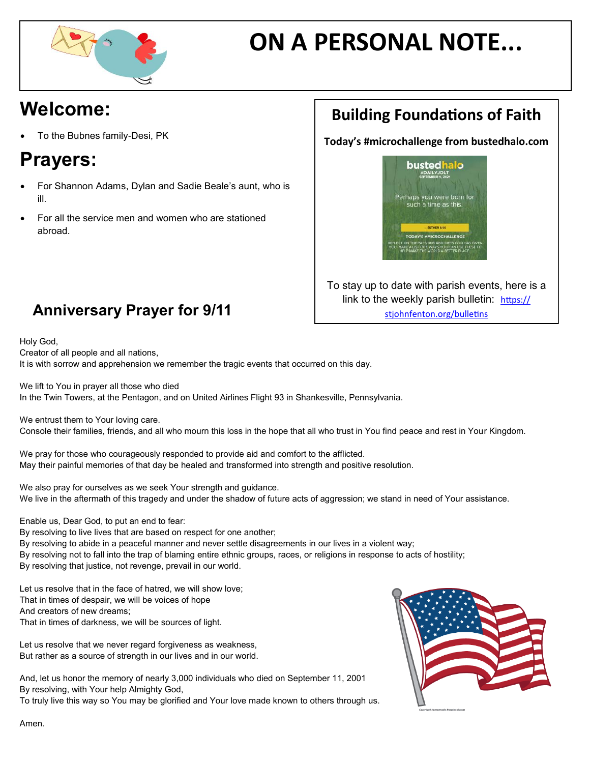# ON A PERSONAL NOTE...

## Welcome:

- To the Bubnes family-Desi, PK

## Prayers:

- For Shannon Adams, Dylan and Sadie Beale's aunt, who is ill.
- For all the service men and women who are stationed abroad.

## Building Foundations of Faith

**Today's #microchallenge from bustedhalo.com**

bustedhalo
#DAILYJOLT
SEPTEMBER 9, 2021

Perhaps you were born for such a time as this.

– ESTHER 4:14

TODAY'S #MICROCHALLENGE

REFLECT ON THE PASSIONS AND GIFTS GOD HAS GIVEN YOU. MAKE A LIST OF 5 WAYS YOU CAN USE THESE TO HELP MAKE THE WORLD A BETTER PLACE.

To stay up to date with parish events, here is a link to the weekly parish bulletin: https://stjohnfenton.org/bulletins

## Anniversary Prayer for 9/11

Holy God,
Creator of all people and all nations,
It is with sorrow and apprehension we remember the tragic events that occurred on this day.

We lift to You in prayer all those who died
In the Twin Towers, at the Pentagon, and on United Airlines Flight 93 in Shankesville, Pennsylvania.

We entrust them to Your loving care.
Console their families, friends, and all who mourn this loss in the hope that all who trust in You find peace and rest in Your Kingdom.

We pray for those who courageously responded to provide aid and comfort to the afflicted.
May their painful memories of that day be healed and transformed into strength and positive resolution.

We also pray for ourselves as we seek Your strength and guidance.
We live in the aftermath of this tragedy and under the shadow of future acts of aggression; we stand in need of Your assistance.

Enable us, Dear God, to put an end to fear:
By resolving to live lives that are based on respect for one another;
By resolving to abide in a peaceful manner and never settle disagreements in our lives in a violent way;
By resolving not to fall into the trap of blaming entire ethnic groups, races, or religions in response to acts of hostility;
By resolving that justice, not revenge, prevail in our world.

Let us resolve that in the face of hatred, we will show love;
That in times of despair, we will be voices of hope
And creators of new dreams;
That in times of darkness, we will be sources of light.

Let us resolve that we never regard forgiveness as weakness,
But rather as a source of strength in our lives and in our world.

And, let us honor the memory of nearly 3,000 individuals who died on September 11, 2001
By resolving, with Your help Almighty God,
To truly live this way so You may be glorified and Your love made known to others through us.

Amen.